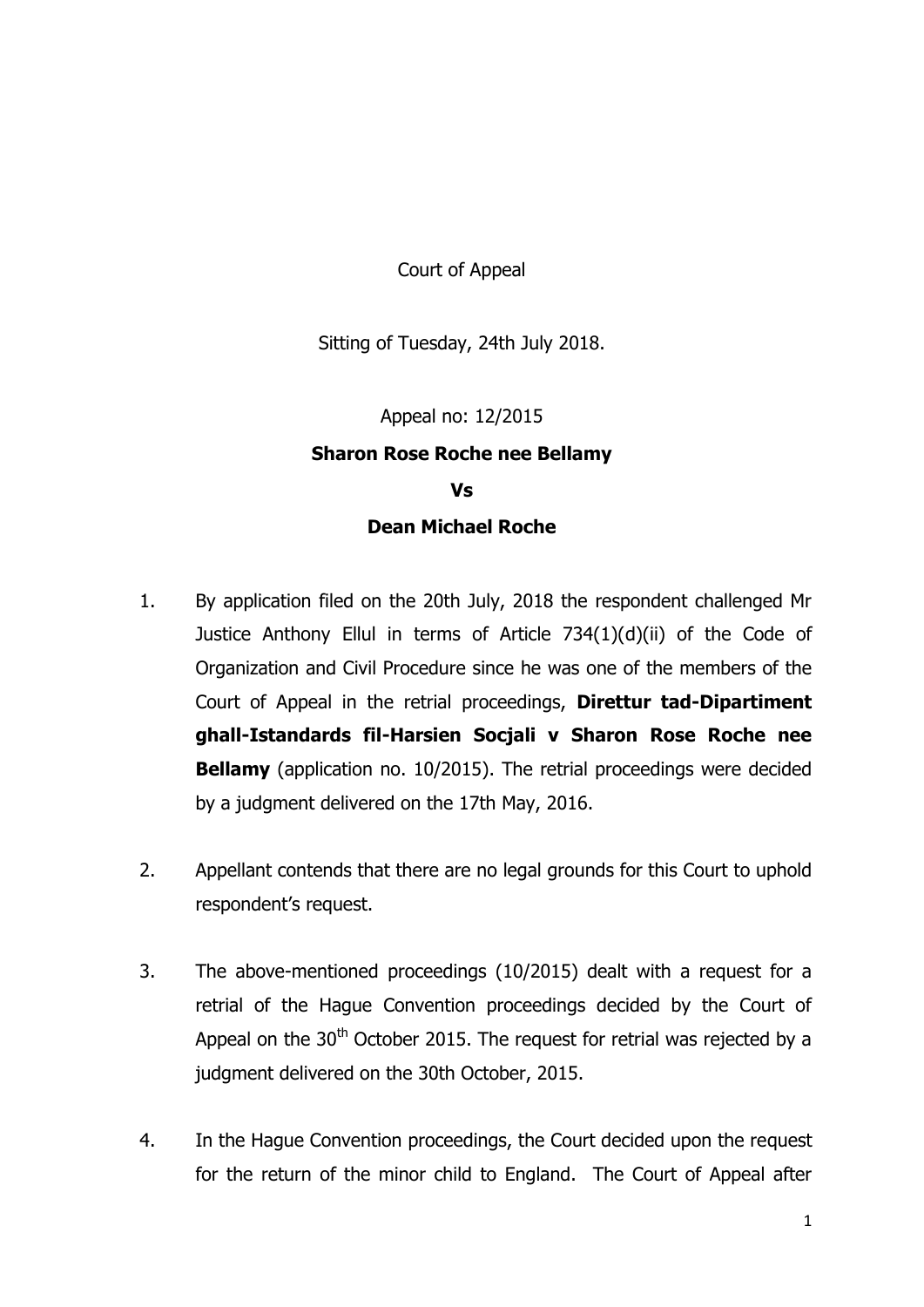Court of Appeal

Sitting of Tuesday, 24th July 2018.

Appeal no: 12/2015

**Sharon Rose Roche nee Bellamy**

**Vs**

**Dean Michael Roche**

1. By application filed on the 20th July, 2018 the respondent challenged Mr Justice Anthony Ellul in terms of Article 734(1)(d)(ii) of the Code of Organization and Civil Procedure since he was one of the members of the Court of Appeal in the retrial proceedings, **Direttur tad-Dipartiment ghall-Istandards fil-Harsien Socjali v Sharon Rose Roche nee Bellamy** (application no. 10/2015). The retrial proceedings were decided by a judgment delivered on the 17th May, 2016.

2. Appellant contends that there are no legal grounds for this Court to uphold respondent's request.

3. The above-mentioned proceedings (10/2015) dealt with a request for a retrial of the Hague Convention proceedings decided by the Court of Appeal on the 30th October 2015. The request for retrial was rejected by a judgment delivered on the 30th October, 2015.

4. In the Hague Convention proceedings, the Court decided upon the request for the return of the minor child to England. The Court of Appeal after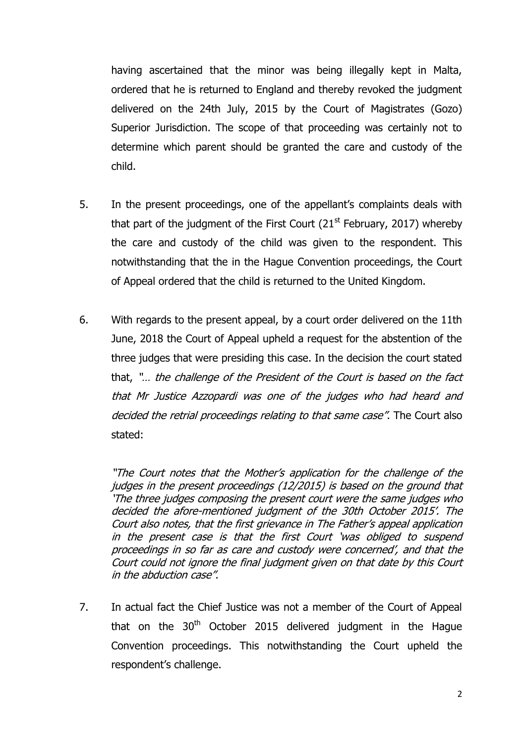having ascertained that the minor was being illegally kept in Malta, ordered that he is returned to England and thereby revoked the judgment delivered on the 24th July, 2015 by the Court of Magistrates (Gozo) Superior Jurisdiction. The scope of that proceeding was certainly not to determine which parent should be granted the care and custody of the child.

5. In the present proceedings, one of the appellant's complaints deals with that part of the judgment of the First Court (21st February, 2017) whereby the care and custody of the child was given to the respondent. This notwithstanding that the in the Hague Convention proceedings, the Court of Appeal ordered that the child is returned to the United Kingdom.

6. With regards to the present appeal, by a court order delivered on the 11th June, 2018 the Court of Appeal upheld a request for the abstention of the three judges that were presiding this case. In the decision the court stated that, *"… the challenge of the President of the Court is based on the fact that Mr Justice Azzopardi was one of the judges who had heard and decided the retrial proceedings relating to that same case"*. The Court also stated:

   *"The Court notes that the Mother's application for the challenge of the judges in the present proceedings (12/2015) is based on the ground that 'The three judges composing the present court were the same judges who decided the afore-mentioned judgment of the 30th October 2015'. The Court also notes, that the first grievance in The Father's appeal application in the present case is that the first Court 'was obliged to suspend proceedings in so far as care and custody were concerned', and that the Court could not ignore the final judgment given on that date by this Court in the abduction case"*.

7. In actual fact the Chief Justice was not a member of the Court of Appeal that on the 30th October 2015 delivered judgment in the Hague Convention proceedings. This notwithstanding the Court upheld the respondent's challenge.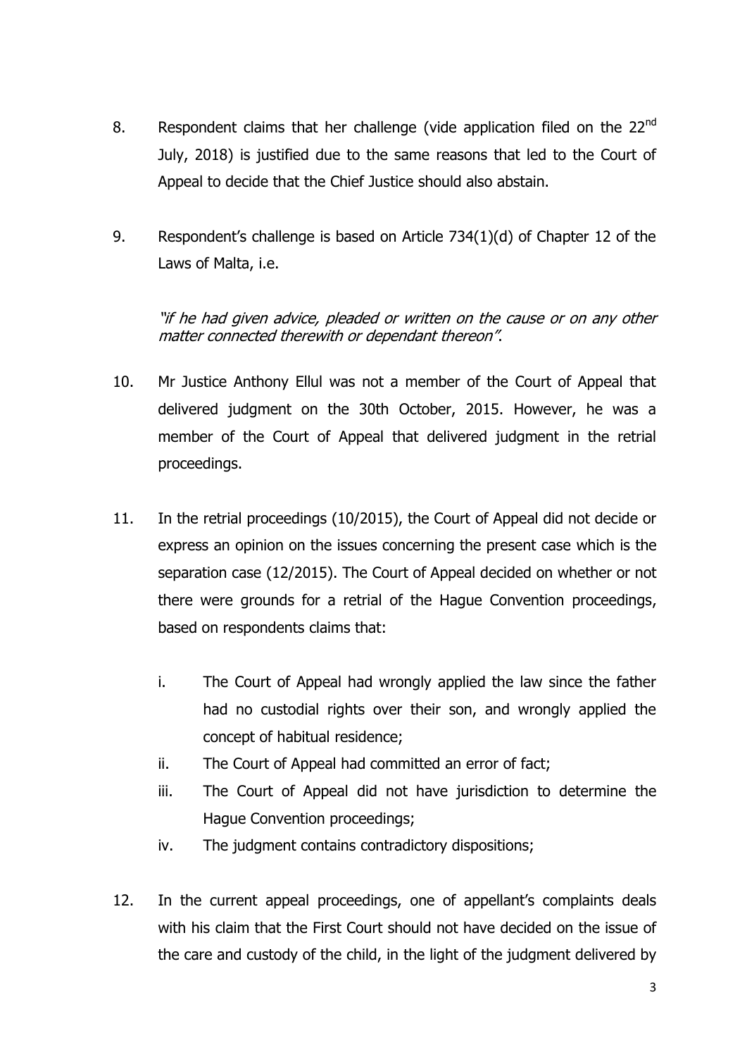8. Respondent claims that her challenge (vide application filed on the 22nd July, 2018) is justified due to the same reasons that led to the Court of Appeal to decide that the Chief Justice should also abstain.

9. Respondent's challenge is based on Article 734(1)(d) of Chapter 12 of the Laws of Malta, i.e.

   *"if he had given advice, pleaded or written on the cause or on any other matter connected therewith or dependant thereon".*

10. Mr Justice Anthony Ellul was not a member of the Court of Appeal that delivered judgment on the 30th October, 2015. However, he was a member of the Court of Appeal that delivered judgment in the retrial proceedings.

11. In the retrial proceedings (10/2015), the Court of Appeal did not decide or express an opinion on the issues concerning the present case which is the separation case (12/2015). The Court of Appeal decided on whether or not there were grounds for a retrial of the Hague Convention proceedings, based on respondents claims that:

    i. The Court of Appeal had wrongly applied the law since the father had no custodial rights over their son, and wrongly applied the concept of habitual residence;
    ii. The Court of Appeal had committed an error of fact;
    iii. The Court of Appeal did not have jurisdiction to determine the Hague Convention proceedings;
    iv. The judgment contains contradictory dispositions;

12. In the current appeal proceedings, one of appellant's complaints deals with his claim that the First Court should not have decided on the issue of the care and custody of the child, in the light of the judgment delivered by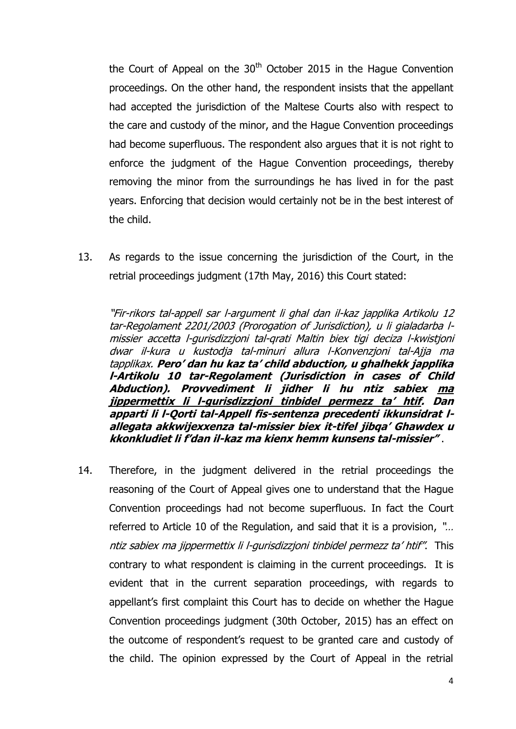the Court of Appeal on the 30th October 2015 in the Hague Convention proceedings. On the other hand, the respondent insists that the appellant had accepted the jurisdiction of the Maltese Courts also with respect to the care and custody of the minor, and the Hague Convention proceedings had become superfluous. The respondent also argues that it is not right to enforce the judgment of the Hague Convention proceedings, thereby removing the minor from the surroundings he has lived in for the past years. Enforcing that decision would certainly not be in the best interest of the child.

13. As regards to the issue concerning the jurisdiction of the Court, in the retrial proceedings judgment (17th May, 2016) this Court stated:

> *"Fir-rikors tal-appell sar l-argument li ghal dan il-kaz japplika Artikolu 12 tar-Regolament 2201/2003 (Prorogation of Jurisdiction), u li gialadarba l-missier accetta l-gurisdizzjoni tal-qrati Maltin biex tigi deciza l-kwistjoni dwar il-kura u kustodja tal-minuri allura l-Konvenzjoni tal-Ajja ma tapplikax.* ***Pero' dan hu kaz ta' child abduction, u ghalhekk japplika l-Artikolu 10 tar-Regolament (Jurisdiction in cases of Child Abduction). Provvediment li jidher li hu ntiz sabiex <u>ma jippermettix li l-gurisdizzjoni tinbidel permezz ta' htif</u>. Dan apparti li l-Qorti tal-Appell fis-sentenza precedenti ikkunsidrat l-allegata akkwijexxenza tal-missier biex it-tifel jibqa' Ghawdex u kkonkludiet li f'dan il-kaz ma kienx hemm kunsens tal-missier"*** .

14. Therefore, in the judgment delivered in the retrial proceedings the reasoning of the Court of Appeal gives one to understand that the Hague Convention proceedings had not become superfluous. In fact the Court referred to Article 10 of the Regulation, and said that it is a provision, *"… ntiz sabiex ma jippermettix li l-gurisdizzjoni tinbidel permezz ta' htif"*. This contrary to what respondent is claiming in the current proceedings. It is evident that in the current separation proceedings, with regards to appellant's first complaint this Court has to decide on whether the Hague Convention proceedings judgment (30th October, 2015) has an effect on the outcome of respondent's request to be granted care and custody of the child. The opinion expressed by the Court of Appeal in the retrial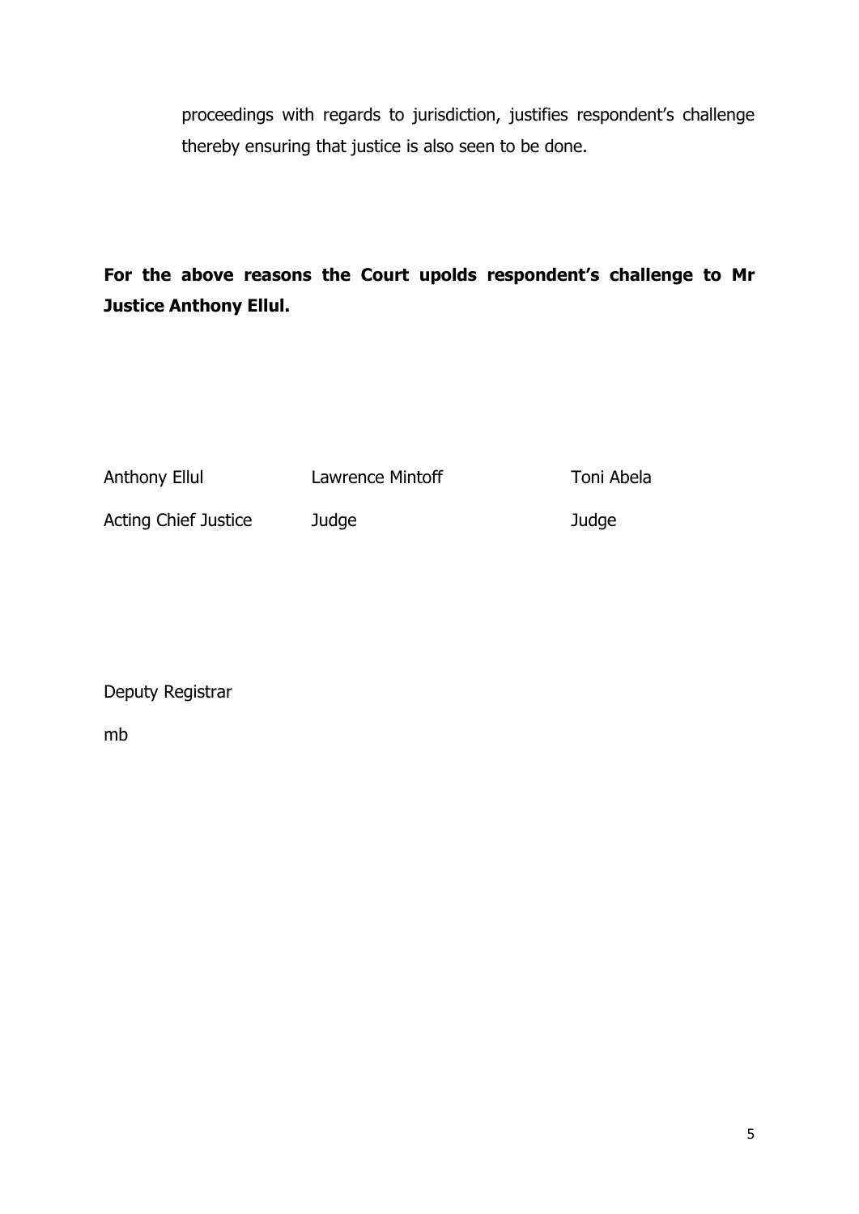proceedings with regards to jurisdiction, justifies respondent's challenge thereby ensuring that justice is also seen to be done.

**For the above reasons the Court upolds respondent's challenge to Mr Justice Anthony Ellul.**

| | | |
|---|---|---|
| Anthony Ellul | Lawrence Mintoff | Toni Abela |
| Acting Chief Justice | Judge | Judge |

Deputy Registrar

mb